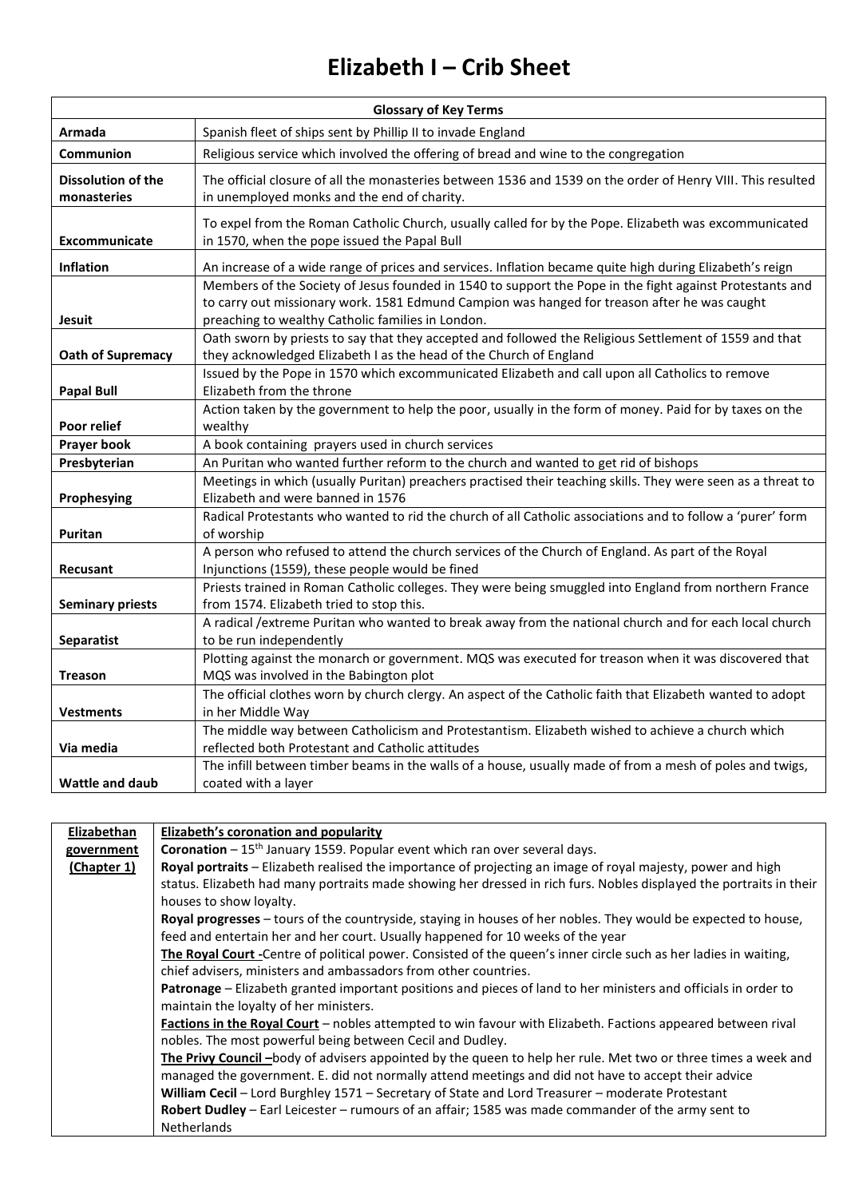# Elizabeth I – Crib Sheet

| Glossary of Key Terms | |
|---|---|
| **Armada** | Spanish fleet of ships sent by Phillip II to invade England |
| **Communion** | Religious service which involved the offering of bread and wine to the congregation |
| **Dissolution of the monasteries** | The official closure of all the monasteries between 1536 and 1539 on the order of Henry VIII. This resulted in unemployed monks and the end of charity. |
| **Excommunicate** | To expel from the Roman Catholic Church, usually called for by the Pope. Elizabeth was excommunicated in 1570, when the pope issued the Papal Bull |
| **Inflation** | An increase of a wide range of prices and services. Inflation became quite high during Elizabeth's reign |
| **Jesuit** | Members of the Society of Jesus founded in 1540 to support the Pope in the fight against Protestants and to carry out missionary work. 1581 Edmund Campion was hanged for treason after he was caught preaching to wealthy Catholic families in London. |
| **Oath of Supremacy** | Oath sworn by priests to say that they accepted and followed the Religious Settlement of 1559 and that they acknowledged Elizabeth I as the head of the Church of England |
| **Papal Bull** | Issued by the Pope in 1570 which excommunicated Elizabeth and call upon all Catholics to remove Elizabeth from the throne |
| **Poor relief** | Action taken by the government to help the poor, usually in the form of money. Paid for by taxes on the wealthy |
| **Prayer book** | A book containing prayers used in church services |
| **Presbyterian** | An Puritan who wanted further reform to the church and wanted to get rid of bishops |
| **Prophesying** | Meetings in which (usually Puritan) preachers practised their teaching skills. They were seen as a threat to Elizabeth and were banned in 1576 |
| **Puritan** | Radical Protestants who wanted to rid the church of all Catholic associations and to follow a 'purer' form of worship |
| **Recusant** | A person who refused to attend the church services of the Church of England. As part of the Royal Injunctions (1559), these people would be fined |
| **Seminary priests** | Priests trained in Roman Catholic colleges. They were being smuggled into England from northern France from 1574. Elizabeth tried to stop this. |
| **Separatist** | A radical /extreme Puritan who wanted to break away from the national church and for each local church to be run independently |
| **Treason** | Plotting against the monarch or government. MQS was executed for treason when it was discovered that MQS was involved in the Babington plot |
| **Vestments** | The official clothes worn by church clergy. An aspect of the Catholic faith that Elizabeth wanted to adopt in her Middle Way |
| **Via media** | The middle way between Catholicism and Protestantism. Elizabeth wished to achieve a church which reflected both Protestant and Catholic attitudes |
| **Wattle and daub** | The infill between timber beams in the walls of a house, usually made of from a mesh of poles and twigs, coated with a layer |

| **Elizabethan government (Chapter 1)** | **Elizabeth's coronation and popularity**<br>**Coronation** – 15th January 1559. Popular event which ran over several days.<br>**Royal portraits** – Elizabeth realised the importance of projecting an image of royal majesty, power and high status. Elizabeth had many portraits made showing her dressed in rich furs. Nobles displayed the portraits in their houses to show loyalty.<br>**Royal progresses** – tours of the countryside, staying in houses of her nobles. They would be expected to house, feed and entertain her and her court. Usually happened for 10 weeks of the year<br>**The Royal Court** -Centre of political power. Consisted of the queen's inner circle such as her ladies in waiting, chief advisers, ministers and ambassadors from other countries.<br>**Patronage** – Elizabeth granted important positions and pieces of land to her ministers and officials in order to maintain the loyalty of her ministers.<br>**Factions in the Royal Court** – nobles attempted to win favour with Elizabeth. Factions appeared between rival nobles. The most powerful being between Cecil and Dudley.<br>**The Privy Council** –body of advisers appointed by the queen to help her rule. Met two or three times a week and managed the government. E. did not normally attend meetings and did not have to accept their advice<br>**William Cecil** – Lord Burghley 1571 – Secretary of State and Lord Treasurer – moderate Protestant<br>**Robert Dudley** – Earl Leicester – rumours of an affair; 1585 was made commander of the army sent to Netherlands |
|---|---|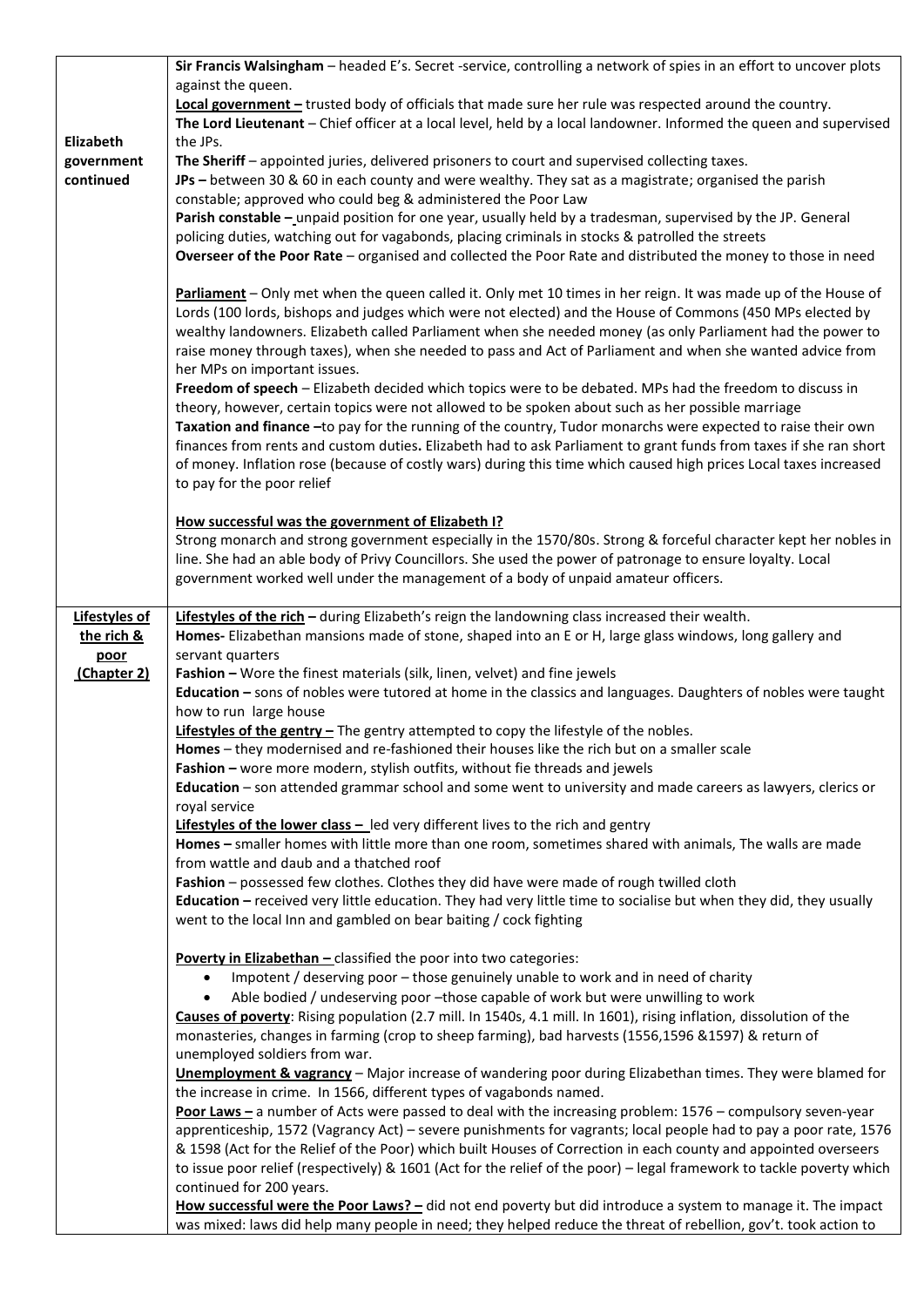| | |
|---|---|
| **Elizabeth government continued** | **Sir Francis Walsingham** – headed E's. Secret -service, controlling a network of spies in an effort to uncover plots against the queen.<br>**Local government –** trusted body of officials that made sure her rule was respected around the country.<br>**The Lord Lieutenant** – Chief officer at a local level, held by a local landowner. Informed the queen and supervised the JPs.<br>**The Sheriff** – appointed juries, delivered prisoners to court and supervised collecting taxes.<br>**JPs –** between 30 & 60 in each county and were wealthy. They sat as a magistrate; organised the parish constable; approved who could beg & administered the Poor Law<br>**Parish constable –** unpaid position for one year, usually held by a tradesman, supervised by the JP. General policing duties, watching out for vagabonds, placing criminals in stocks & patrolled the streets<br>**Overseer of the Poor Rate** – organised and collected the Poor Rate and distributed the money to those in need<br><br>**Parliament** – Only met when the queen called it. Only met 10 times in her reign. It was made up of the House of Lords (100 lords, bishops and judges which were not elected) and the House of Commons (450 MPs elected by wealthy landowners. Elizabeth called Parliament when she needed money (as only Parliament had the power to raise money through taxes), when she needed to pass and Act of Parliament and when she wanted advice from her MPs on important issues.<br>**Freedom of speech** – Elizabeth decided which topics were to be debated. MPs had the freedom to discuss in theory, however, certain topics were not allowed to be spoken about such as her possible marriage<br>**Taxation and finance –**to pay for the running of the country, Tudor monarchs were expected to raise their own finances from rents and custom duties**.** Elizabeth had to ask Parliament to grant funds from taxes if she ran short of money. Inflation rose (because of costly wars) during this time which caused high prices Local taxes increased to pay for the poor relief<br><br>**How successful was the government of Elizabeth I?**<br>Strong monarch and strong government especially in the 1570/80s. Strong & forceful character kept her nobles in line. She had an able body of Privy Councillors. She used the power of patronage to ensure loyalty. Local government worked well under the management of a body of unpaid amateur officers. |
| **Lifestyles of the rich & poor (Chapter 2)** | **Lifestyles of the rich –** during Elizabeth's reign the landowning class increased their wealth.<br>**Homes-** Elizabethan mansions made of stone, shaped into an E or H, large glass windows, long gallery and servant quarters<br>**Fashion –** Wore the finest materials (silk, linen, velvet) and fine jewels<br>**Education –** sons of nobles were tutored at home in the classics and languages. Daughters of nobles were taught how to run large house<br>**Lifestyles of the gentry –** The gentry attempted to copy the lifestyle of the nobles.<br>**Homes** – they modernised and re-fashioned their houses like the rich but on a smaller scale<br>**Fashion –** wore more modern, stylish outfits, without fie threads and jewels<br>**Education** – son attended grammar school and some went to university and made careers as lawyers, clerics or royal service<br>**Lifestyles of the lower class –** led very different lives to the rich and gentry<br>**Homes –** smaller homes with little more than one room, sometimes shared with animals, The walls are made from wattle and daub and a thatched roof<br>**Fashion** – possessed few clothes. Clothes they did have were made of rough twilled cloth<br>**Education –** received very little education. They had very little time to socialise but when they did, they usually went to the local Inn and gambled on bear baiting / cock fighting<br><br>**Poverty in Elizabethan –** classified the poor into two categories:<br>• Impotent / deserving poor – those genuinely unable to work and in need of charity<br>• Able bodied / undeserving poor –those capable of work but were unwilling to work<br>**Causes of poverty**: Rising population (2.7 mill. In 1540s, 4.1 mill. In 1601), rising inflation, dissolution of the monasteries, changes in farming (crop to sheep farming), bad harvests (1556,1596 &1597) & return of unemployed soldiers from war.<br>**Unemployment & vagrancy** – Major increase of wandering poor during Elizabethan times. They were blamed for the increase in crime. In 1566, different types of vagabonds named.<br>**Poor Laws –** a number of Acts were passed to deal with the increasing problem: 1576 – compulsory seven-year apprenticeship, 1572 (Vagrancy Act) – severe punishments for vagrants; local people had to pay a poor rate, 1576 & 1598 (Act for the Relief of the Poor) which built Houses of Correction in each county and appointed overseers to issue poor relief (respectively) & 1601 (Act for the relief of the poor) – legal framework to tackle poverty which continued for 200 years.<br>**How successful were the Poor Laws? –** did not end poverty but did introduce a system to manage it. The impact was mixed: laws did help many people in need; they helped reduce the threat of rebellion, gov't. took action to |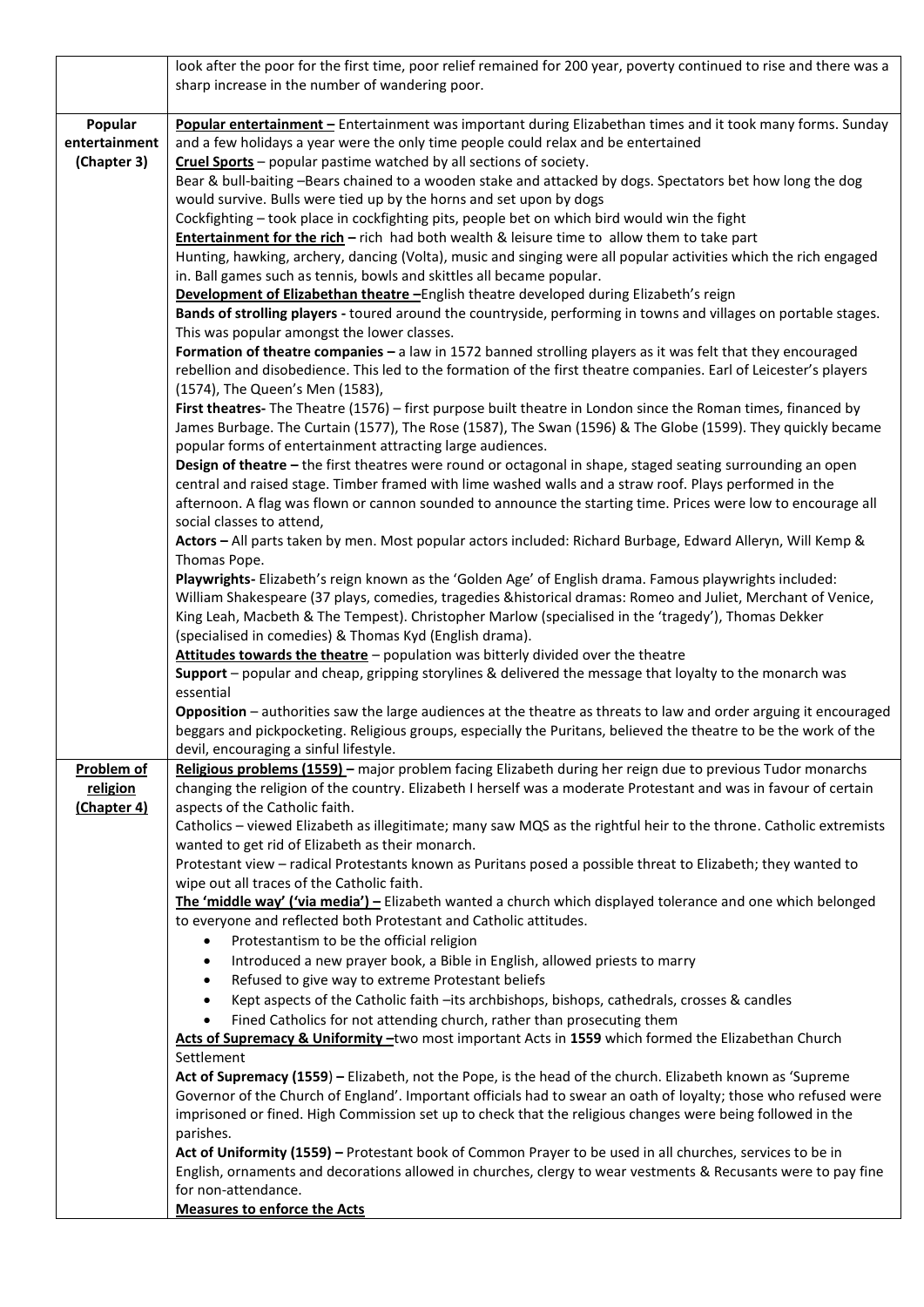| | |
|---|---|
| | look after the poor for the first time, poor relief remained for 200 year, poverty continued to rise and there was a sharp increase in the number of wandering poor. |
| **Popular entertainment (Chapter 3)** | **Popular entertainment –** Entertainment was important during Elizabethan times and it took many forms. Sunday and a few holidays a year were the only time people could relax and be entertained<br>**Cruel Sports** – popular pastime watched by all sections of society.<br>Bear & bull-baiting –Bears chained to a wooden stake and attacked by dogs. Spectators bet how long the dog would survive. Bulls were tied up by the horns and set upon by dogs<br>Cockfighting – took place in cockfighting pits, people bet on which bird would win the fight<br>**Entertainment for the rich –** rich had both wealth & leisure time to allow them to take part<br>Hunting, hawking, archery, dancing (Volta), music and singing were all popular activities which the rich engaged in. Ball games such as tennis, bowls and skittles all became popular.<br>**Development of Elizabethan theatre –**English theatre developed during Elizabeth's reign<br>**Bands of strolling players -** toured around the countryside, performing in towns and villages on portable stages. This was popular amongst the lower classes.<br>**Formation of theatre companies –** a law in 1572 banned strolling players as it was felt that they encouraged rebellion and disobedience. This led to the formation of the first theatre companies. Earl of Leicester's players (1574), The Queen's Men (1583),<br>**First theatres-** The Theatre (1576) – first purpose built theatre in London since the Roman times, financed by James Burbage. The Curtain (1577), The Rose (1587), The Swan (1596) & The Globe (1599). They quickly became popular forms of entertainment attracting large audiences.<br>**Design of theatre –** the first theatres were round or octagonal in shape, staged seating surrounding an open central and raised stage. Timber framed with lime washed walls and a straw roof. Plays performed in the afternoon. A flag was flown or cannon sounded to announce the starting time. Prices were low to encourage all social classes to attend,<br>**Actors –** All parts taken by men. Most popular actors included: Richard Burbage, Edward Alleryn, Will Kemp & Thomas Pope.<br>**Playwrights-** Elizabeth's reign known as the 'Golden Age' of English drama. Famous playwrights included: William Shakespeare (37 plays, comedies, tragedies &historical dramas: Romeo and Juliet, Merchant of Venice, King Leah, Macbeth & The Tempest). Christopher Marlow (specialised in the 'tragedy'), Thomas Dekker (specialised in comedies) & Thomas Kyd (English drama).<br>**Attitudes towards the theatre** – population was bitterly divided over the theatre<br>**Support** – popular and cheap, gripping storylines & delivered the message that loyalty to the monarch was essential<br>**Opposition** – authorities saw the large audiences at the theatre as threats to law and order arguing it encouraged beggars and pickpocketing. Religious groups, especially the Puritans, believed the theatre to be the work of the devil, encouraging a sinful lifestyle. |
| **Problem of religion (Chapter 4)** | **Religious problems (1559) –** major problem facing Elizabeth during her reign due to previous Tudor monarchs changing the religion of the country. Elizabeth I herself was a moderate Protestant and was in favour of certain aspects of the Catholic faith.<br>Catholics – viewed Elizabeth as illegitimate; many saw MQS as the rightful heir to the throne. Catholic extremists wanted to get rid of Elizabeth as their monarch.<br>Protestant view – radical Protestants known as Puritans posed a possible threat to Elizabeth; they wanted to wipe out all traces of the Catholic faith.<br>**The 'middle way' ('via media') –** Elizabeth wanted a church which displayed tolerance and one which belonged to everyone and reflected both Protestant and Catholic attitudes.<br>• Protestantism to be the official religion<br>• Introduced a new prayer book, a Bible in English, allowed priests to marry<br>• Refused to give way to extreme Protestant beliefs<br>• Kept aspects of the Catholic faith –its archbishops, bishops, cathedrals, crosses & candles<br>• Fined Catholics for not attending church, rather than prosecuting them<br>**Acts of Supremacy & Uniformity –**two most important Acts in **1559** which formed the Elizabethan Church Settlement<br>**Act of Supremacy (1559) –** Elizabeth, not the Pope, is the head of the church. Elizabeth known as 'Supreme Governor of the Church of England'. Important officials had to swear an oath of loyalty; those who refused were imprisoned or fined. High Commission set up to check that the religious changes were being followed in the parishes.<br>**Act of Uniformity (1559) –** Protestant book of Common Prayer to be used in all churches, services to be in English, ornaments and decorations allowed in churches, clergy to wear vestments & Recusants were to pay fine for non-attendance.<br>**Measures to enforce the Acts** |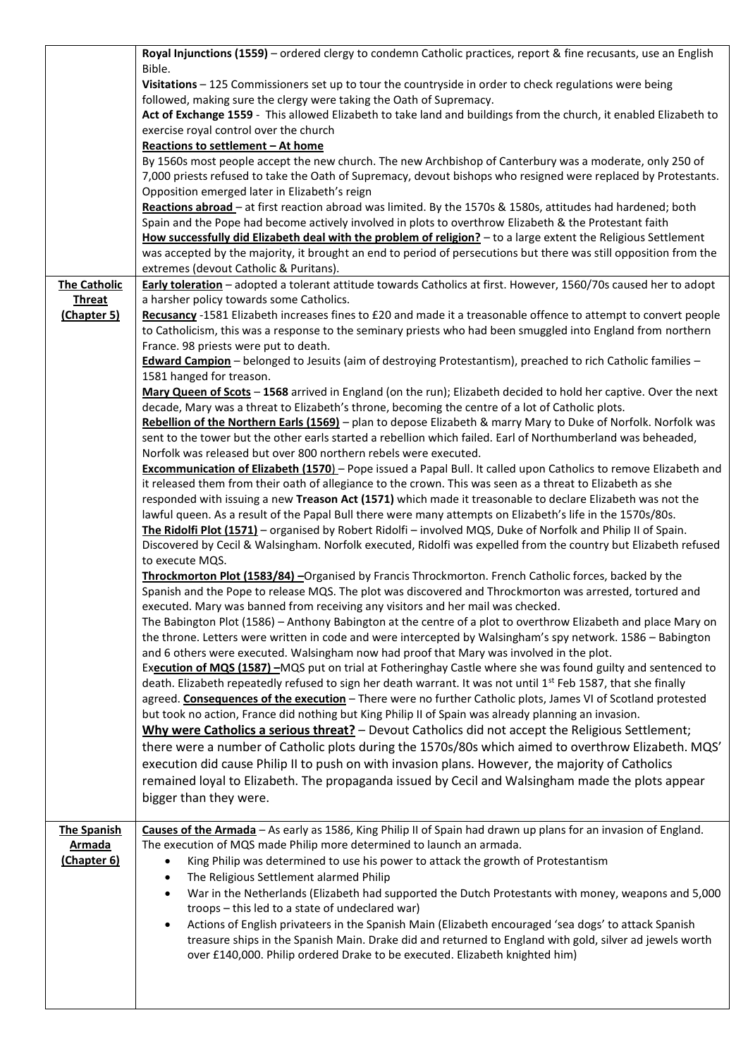| | |
|---|---|
| | **Royal Injunctions (1559)** – ordered clergy to condemn Catholic practices, report & fine recusants, use an English Bible.<br>**Visitations** – 125 Commissioners set up to tour the countryside in order to check regulations were being followed, making sure the clergy were taking the Oath of Supremacy.<br>**Act of Exchange 1559** - This allowed Elizabeth to take land and buildings from the church, it enabled Elizabeth to exercise royal control over the church<br>**Reactions to settlement – At home**<br>By 1560s most people accept the new church. The new Archbishop of Canterbury was a moderate, only 250 of 7,000 priests refused to take the Oath of Supremacy, devout bishops who resigned were replaced by Protestants. Opposition emerged later in Elizabeth's reign<br>**Reactions abroad** – at first reaction abroad was limited. By the 1570s & 1580s, attitudes had hardened; both Spain and the Pope had become actively involved in plots to overthrow Elizabeth & the Protestant faith<br>**How successfully did Elizabeth deal with the problem of religion?** – to a large extent the Religious Settlement was accepted by the majority, it brought an end to period of persecutions but there was still opposition from the extremes (devout Catholic & Puritans). |
| **The Catholic Threat (Chapter 5)** | **Early toleration** – adopted a tolerant attitude towards Catholics at first. However, 1560/70s caused her to adopt a harsher policy towards some Catholics.<br>**Recusancy** -1581 Elizabeth increases fines to £20 and made it a treasonable offence to attempt to convert people to Catholicism, this was a response to the seminary priests who had been smuggled into England from northern France. 98 priests were put to death.<br>**Edward Campion** – belonged to Jesuits (aim of destroying Protestantism), preached to rich Catholic families – 1581 hanged for treason.<br>**Mary Queen of Scots** – **1568** arrived in England (on the run); Elizabeth decided to hold her captive. Over the next decade, Mary was a threat to Elizabeth's throne, becoming the centre of a lot of Catholic plots.<br>**Rebellion of the Northern Earls (1569)** – plan to depose Elizabeth & marry Mary to Duke of Norfolk. Norfolk was sent to the tower but the other earls started a rebellion which failed. Earl of Northumberland was beheaded, Norfolk was released but over 800 northern rebels were executed.<br>**Excommunication of Elizabeth (1570)** – Pope issued a Papal Bull. It called upon Catholics to remove Elizabeth and it released them from their oath of allegiance to the crown. This was seen as a threat to Elizabeth as she responded with issuing a new **Treason Act (1571)** which made it treasonable to declare Elizabeth was not the lawful queen. As a result of the Papal Bull there were many attempts on Elizabeth's life in the 1570s/80s.<br>**The Ridolfi Plot (1571)** – organised by Robert Ridolfi – involved MQS, Duke of Norfolk and Philip II of Spain. Discovered by Cecil & Walsingham. Norfolk executed, Ridolfi was expelled from the country but Elizabeth refused to execute MQS.<br>**Throckmorton Plot (1583/84) –**Organised by Francis Throckmorton. French Catholic forces, backed by the Spanish and the Pope to release MQS. The plot was discovered and Throckmorton was arrested, tortured and executed. Mary was banned from receiving any visitors and her mail was checked.<br>The Babington Plot (1586) – Anthony Babington at the centre of a plot to overthrow Elizabeth and place Mary on the throne. Letters were written in code and were intercepted by Walsingham's spy network. 1586 – Babington and 6 others were executed. Walsingham now had proof that Mary was involved in the plot.<br>Ex**ecution of MQS (1587) –**MQS put on trial at Fotheringhay Castle where she was found guilty and sentenced to death. Elizabeth repeatedly refused to sign her death warrant. It was not until 1st Feb 1587, that she finally agreed. **Consequences of the execution** – There were no further Catholic plots, James VI of Scotland protested but took no action, France did nothing but King Philip II of Spain was already planning an invasion.<br>**Why were Catholics a serious threat?** – Devout Catholics did not accept the Religious Settlement; there were a number of Catholic plots during the 1570s/80s which aimed to overthrow Elizabeth. MQS' execution did cause Philip II to push on with invasion plans. However, the majority of Catholics remained loyal to Elizabeth. The propaganda issued by Cecil and Walsingham made the plots appear bigger than they were. |
| **The Spanish Armada (Chapter 6)** | **Causes of the Armada** – As early as 1586, King Philip II of Spain had drawn up plans for an invasion of England. The execution of MQS made Philip more determined to launch an armada.<br>• King Philip was determined to use his power to attack the growth of Protestantism<br>• The Religious Settlement alarmed Philip<br>• War in the Netherlands (Elizabeth had supported the Dutch Protestants with money, weapons and 5,000 troops – this led to a state of undeclared war)<br>• Actions of English privateers in the Spanish Main (Elizabeth encouraged 'sea dogs' to attack Spanish treasure ships in the Spanish Main. Drake did and returned to England with gold, silver ad jewels worth over £140,000. Philip ordered Drake to be executed. Elizabeth knighted him) |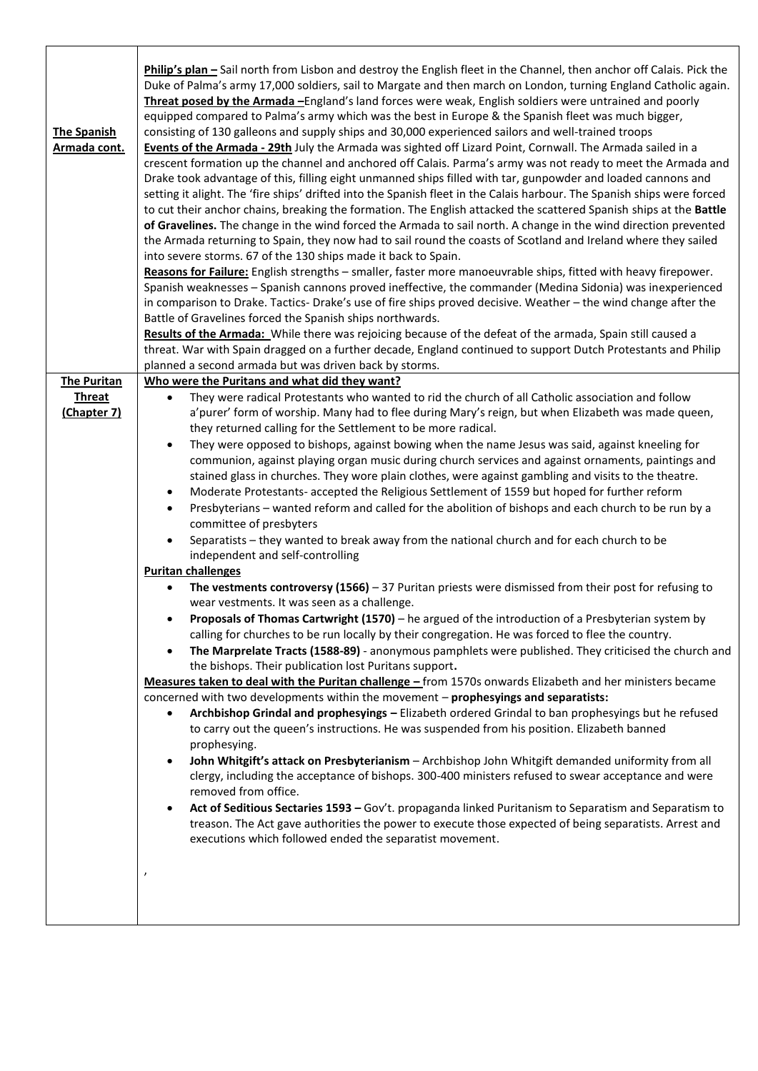| | |
|---|---|
| **The Spanish Armada cont.** | **Philip's plan –** Sail north from Lisbon and destroy the English fleet in the Channel, then anchor off Calais. Pick the Duke of Palma's army 17,000 soldiers, sail to Margate and then march on London, turning England Catholic again.<br>**Threat posed by the Armada –**England's land forces were weak, English soldiers were untrained and poorly equipped compared to Palma's army which was the best in Europe & the Spanish fleet was much bigger, consisting of 130 galleons and supply ships and 30,000 experienced sailors and well-trained troops<br>**Events of the Armada - 29th** July the Armada was sighted off Lizard Point, Cornwall. The Armada sailed in a crescent formation up the channel and anchored off Calais. Parma's army was not ready to meet the Armada and Drake took advantage of this, filling eight unmanned ships filled with tar, gunpowder and loaded cannons and setting it alight. The 'fire ships' drifted into the Spanish fleet in the Calais harbour. The Spanish ships were forced to cut their anchor chains, breaking the formation. The English attacked the scattered Spanish ships at the **Battle of Gravelines.** The change in the wind forced the Armada to sail north. A change in the wind direction prevented the Armada returning to Spain, they now had to sail round the coasts of Scotland and Ireland where they sailed into severe storms. 67 of the 130 ships made it back to Spain.<br>**Reasons for Failure:** English strengths – smaller, faster more manoeuvrable ships, fitted with heavy firepower. Spanish weaknesses – Spanish cannons proved ineffective, the commander (Medina Sidonia) was inexperienced in comparison to Drake. Tactics- Drake's use of fire ships proved decisive. Weather – the wind change after the Battle of Gravelines forced the Spanish ships northwards.<br>**Results of the Armada:** While there was rejoicing because of the defeat of the armada, Spain still caused a threat. War with Spain dragged on a further decade, England continued to support Dutch Protestants and Philip planned a second armada but was driven back by storms. |
| **The Puritan Threat (Chapter 7)** | **Who were the Puritans and what did they want?**<br>• They were radical Protestants who wanted to rid the church of all Catholic association and follow a'purer' form of worship. Many had to flee during Mary's reign, but when Elizabeth was made queen, they returned calling for the Settlement to be more radical.<br>• They were opposed to bishops, against bowing when the name Jesus was said, against kneeling for communion, against playing organ music during church services and against ornaments, paintings and stained glass in churches. They wore plain clothes, were against gambling and visits to the theatre.<br>• Moderate Protestants- accepted the Religious Settlement of 1559 but hoped for further reform<br>• Presbyterians – wanted reform and called for the abolition of bishops and each church to be run by a committee of presbyters<br>• Separatists – they wanted to break away from the national church and for each church to be independent and self-controlling<br>**Puritan challenges**<br>• **The vestments controversy (1566)** – 37 Puritan priests were dismissed from their post for refusing to wear vestments. It was seen as a challenge.<br>• **Proposals of Thomas Cartwright (1570)** – he argued of the introduction of a Presbyterian system by calling for churches to be run locally by their congregation. He was forced to flee the country.<br>• **The Marprelate Tracts (1588-89)** - anonymous pamphlets were published. They criticised the church and the bishops. Their publication lost Puritans support**.**<br>**Measures taken to deal with the Puritan challenge –** from 1570s onwards Elizabeth and her ministers became concerned with two developments within the movement – **prophesyings and separatists:**<br>• **Archbishop Grindal and prophesyings –** Elizabeth ordered Grindal to ban prophesyings but he refused to carry out the queen's instructions. He was suspended from his position. Elizabeth banned prophesying.<br>• **John Whitgift's attack on Presbyterianism** – Archbishop John Whitgift demanded uniformity from all clergy, including the acceptance of bishops. 300-400 ministers refused to swear acceptance and were removed from office.<br>• **Act of Seditious Sectaries 1593 –** Gov't. propaganda linked Puritanism to Separatism and Separatism to treason. The Act gave authorities the power to execute those expected of being separatists. Arrest and executions which followed ended the separatist movement.<br>, |